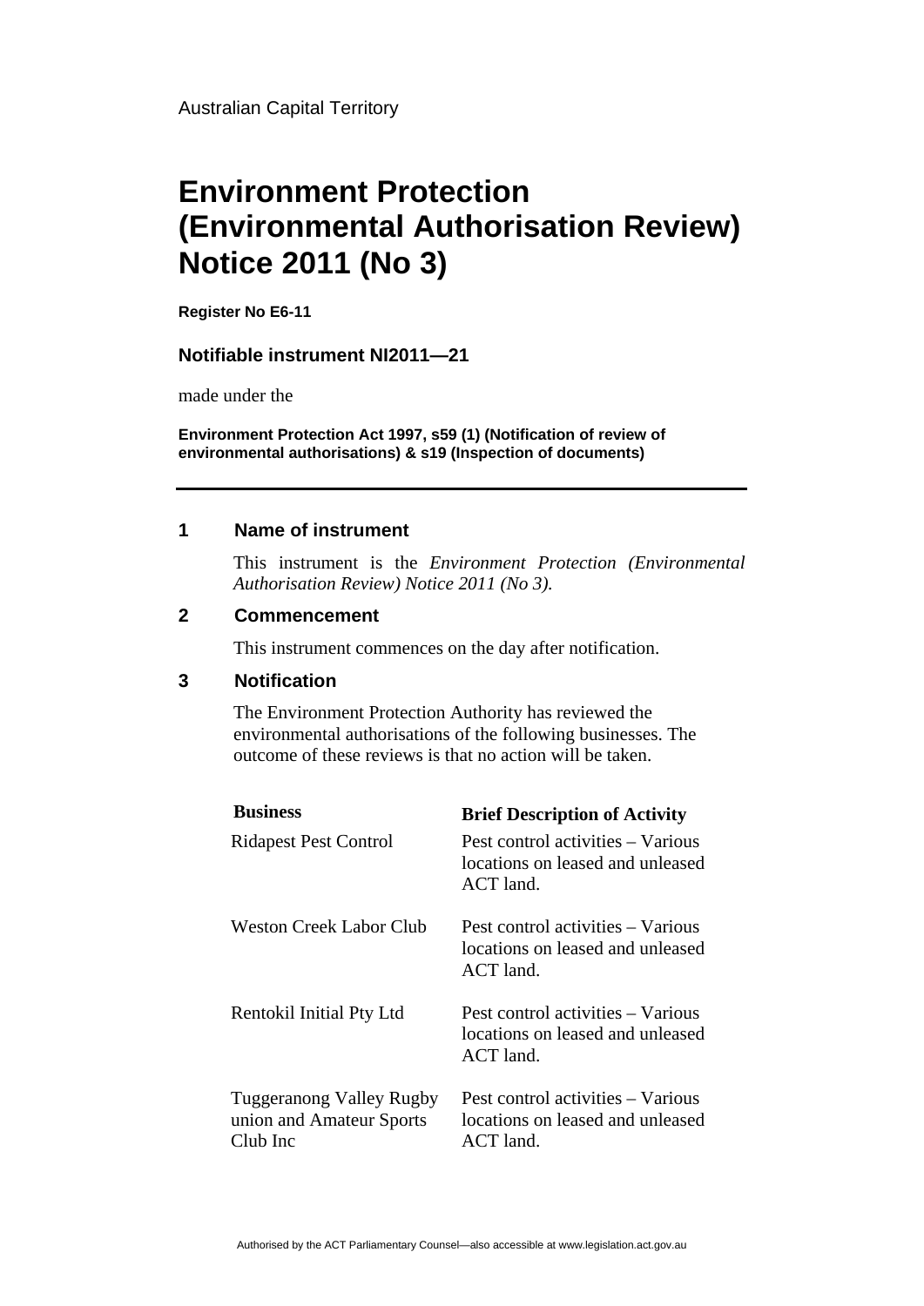Australian Capital Territory

# Environment Protection (Environmental Authorisation Review) Notice 2011 (No 3)

**Register No E6-11**

**Notifiable instrument NI2011—21**

made under the

**Environment Protection Act 1997, s59 (1) (Notification of review of environmental authorisations) & s19 (Inspection of documents)**

---

## 1 Name of instrument

This instrument is the *Environment Protection (Environmental Authorisation Review) Notice 2011 (No 3).*

## 2 Commencement

This instrument commences on the day after notification.

## 3 Notification

The Environment Protection Authority has reviewed the environmental authorisations of the following businesses. The outcome of these reviews is that no action will be taken.

| Business | Brief Description of Activity |
|---|---|
| Ridapest Pest Control | Pest control activities – Various locations on leased and unleased ACT land. |
| Weston Creek Labor Club | Pest control activities – Various locations on leased and unleased ACT land. |
| Rentokil Initial Pty Ltd | Pest control activities – Various locations on leased and unleased ACT land. |
| Tuggeranong Valley Rugby union and Amateur Sports Club Inc | Pest control activities – Various locations on leased and unleased ACT land. |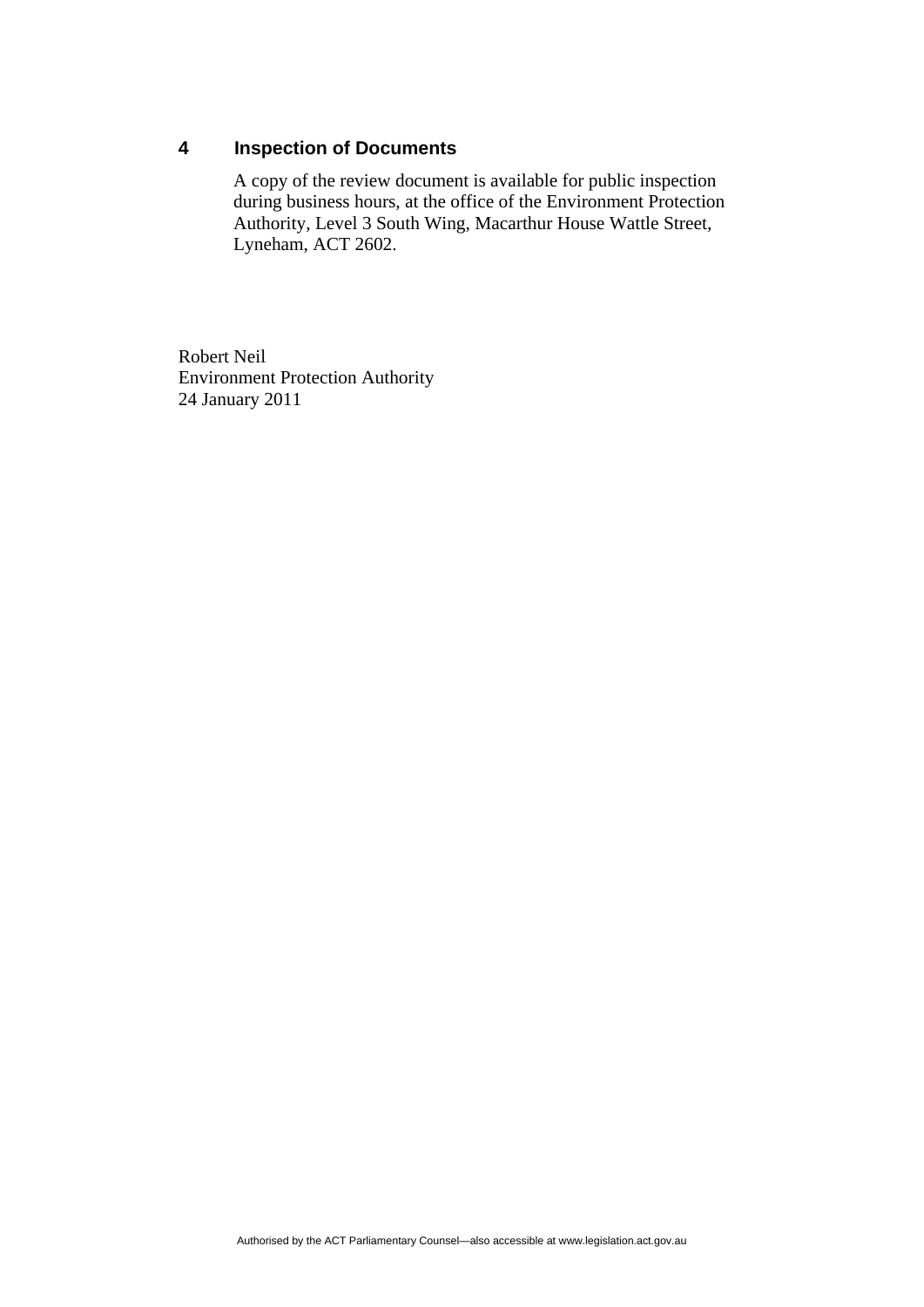## 4 Inspection of Documents

A copy of the review document is available for public inspection during business hours, at the office of the Environment Protection Authority, Level 3 South Wing, Macarthur House Wattle Street, Lyneham, ACT 2602.

Robert Neil
Environment Protection Authority
24 January 2011